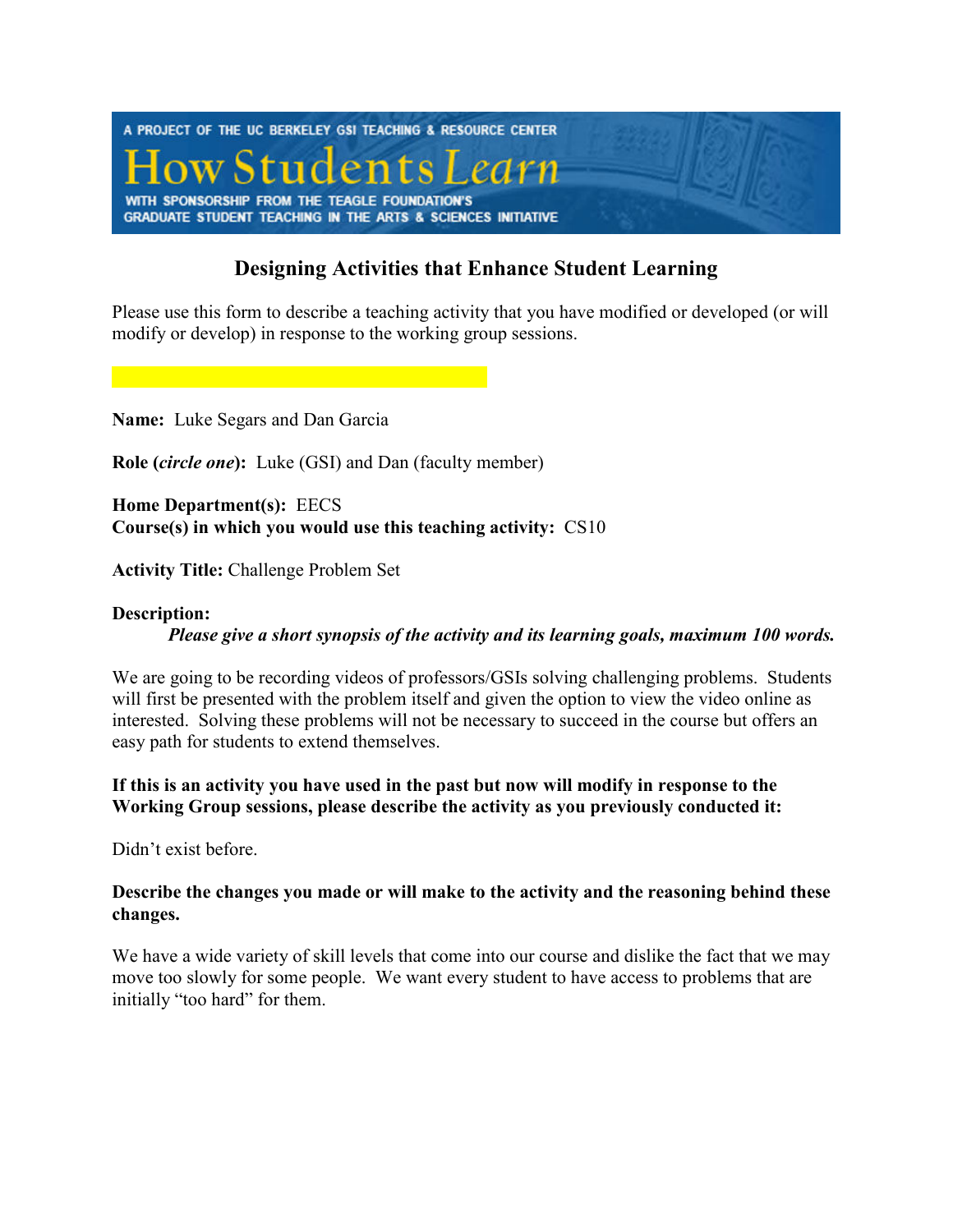A PROJECT OF THE UC BERKELEY GSI TEACHING & RESOURCE CENTER

How Students Learn

WITH SPONSORSHIP FROM THE TEAGLE FOUNDATION'S GRADUATE STUDENT TEACHING IN THE ARTS & SCIENCES INITIATIVE

# Designing Activities that Enhance Student Learning

Please use this form to describe a teaching activity that you have modified or developed (or will modify or develop) in response to the working group sessions.

**Name:** Luke Segars and Dan Garcia

**Role (*circle one*):** Luke (GSI) and Dan (faculty member)

**Home Department(s):** EECS
**Course(s) in which you would use this teaching activity:** CS10

**Activity Title:** Challenge Problem Set

**Description:**
***Please give a short synopsis of the activity and its learning goals, maximum 100 words.***

We are going to be recording videos of professors/GSIs solving challenging problems. Students will first be presented with the problem itself and given the option to view the video online as interested. Solving these problems will not be necessary to succeed in the course but offers an easy path for students to extend themselves.

**If this is an activity you have used in the past but now will modify in response to the Working Group sessions, please describe the activity as you previously conducted it:**

Didn't exist before.

**Describe the changes you made or will make to the activity and the reasoning behind these changes.**

We have a wide variety of skill levels that come into our course and dislike the fact that we may move too slowly for some people. We want every student to have access to problems that are initially "too hard" for them.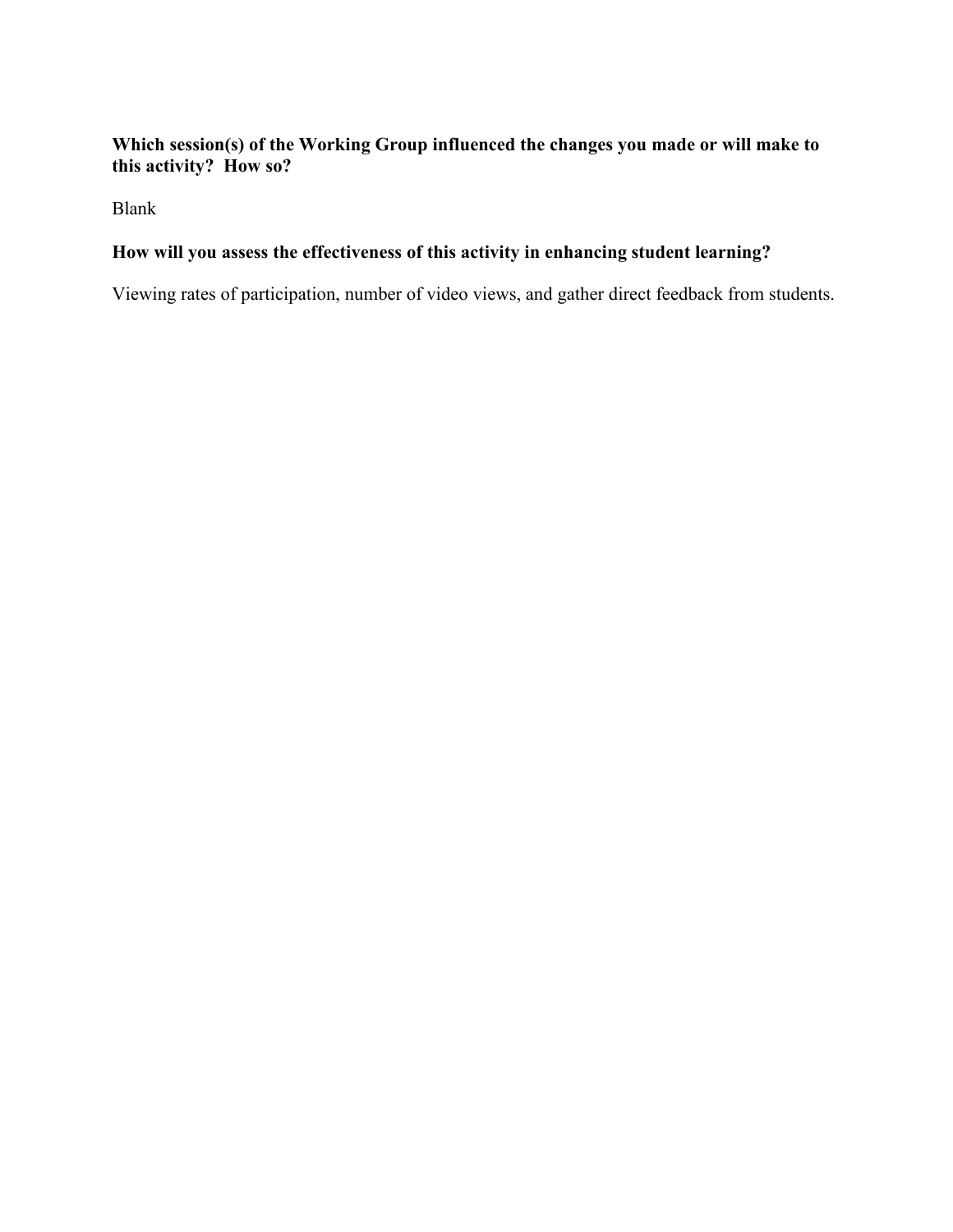**Which session(s) of the Working Group influenced the changes you made or will make to this activity? How so?**

Blank

**How will you assess the effectiveness of this activity in enhancing student learning?**

Viewing rates of participation, number of video views, and gather direct feedback from students.